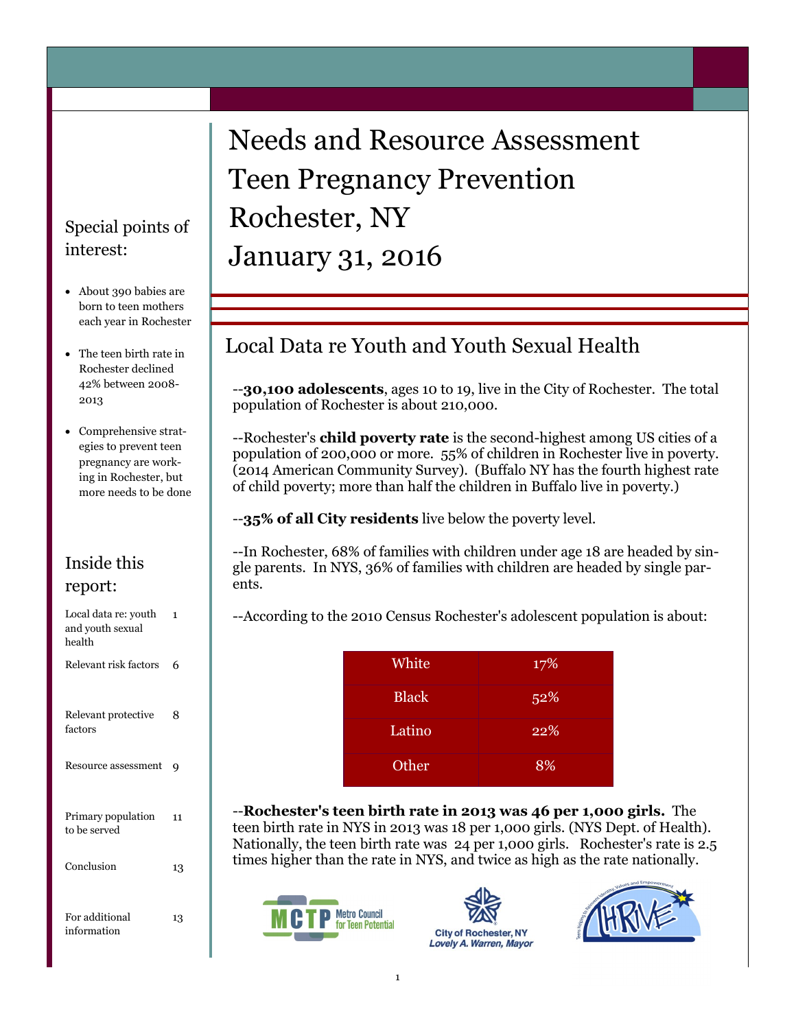# Needs and Resource Assessment Teen Pregnancy Prevention Rochester, NY January 31, 2016

## Special points of interest:

- About 390 babies are born to teen mothers each year in Rochester
- The teen birth rate in Rochester declined 42% between 2008-2013
- Comprehensive strategies to prevent teen pregnancy are working in Rochester, but more needs to be done

## Inside this report:

| | |
|---|---|
| Local data re: youth and youth sexual health | 1 |
| Relevant risk factors | 6 |
| Relevant protective factors | 8 |
| Resource assessment | 9 |
| Primary population to be served | 11 |
| Conclusion | 13 |
| For additional information | 13 |

## Local Data re Youth and Youth Sexual Health

--**30,100 adolescents**, ages 10 to 19, live in the City of Rochester. The total population of Rochester is about 210,000.

--Rochester's **child poverty rate** is the second-highest among US cities of a population of 200,000 or more. 55% of children in Rochester live in poverty. (2014 American Community Survey). (Buffalo NY has the fourth highest rate of child poverty; more than half the children in Buffalo live in poverty.)

--**35% of all City residents** live below the poverty level.

--In Rochester, 68% of families with children under age 18 are headed by single parents. In NYS, 36% of families with children are headed by single parents.

--According to the 2010 Census Rochester's adolescent population is about:

| | |
|---|---|
| White | 17% |
| Black | 52% |
| Latino | 22% |
| Other | 8% |

--**Rochester's teen birth rate in 2013 was 46 per 1,000 girls.** The teen birth rate in NYS in 2013 was 18 per 1,000 girls. (NYS Dept. of Health). Nationally, the teen birth rate was 24 per 1,000 girls. Rochester's rate is 2.5 times higher than the rate in NYS, and twice as high as the rate nationally.

MCTP Metro Council for Teen Potential

City of Rochester, NY
*Lovely A. Warren, Mayor*

THRIVE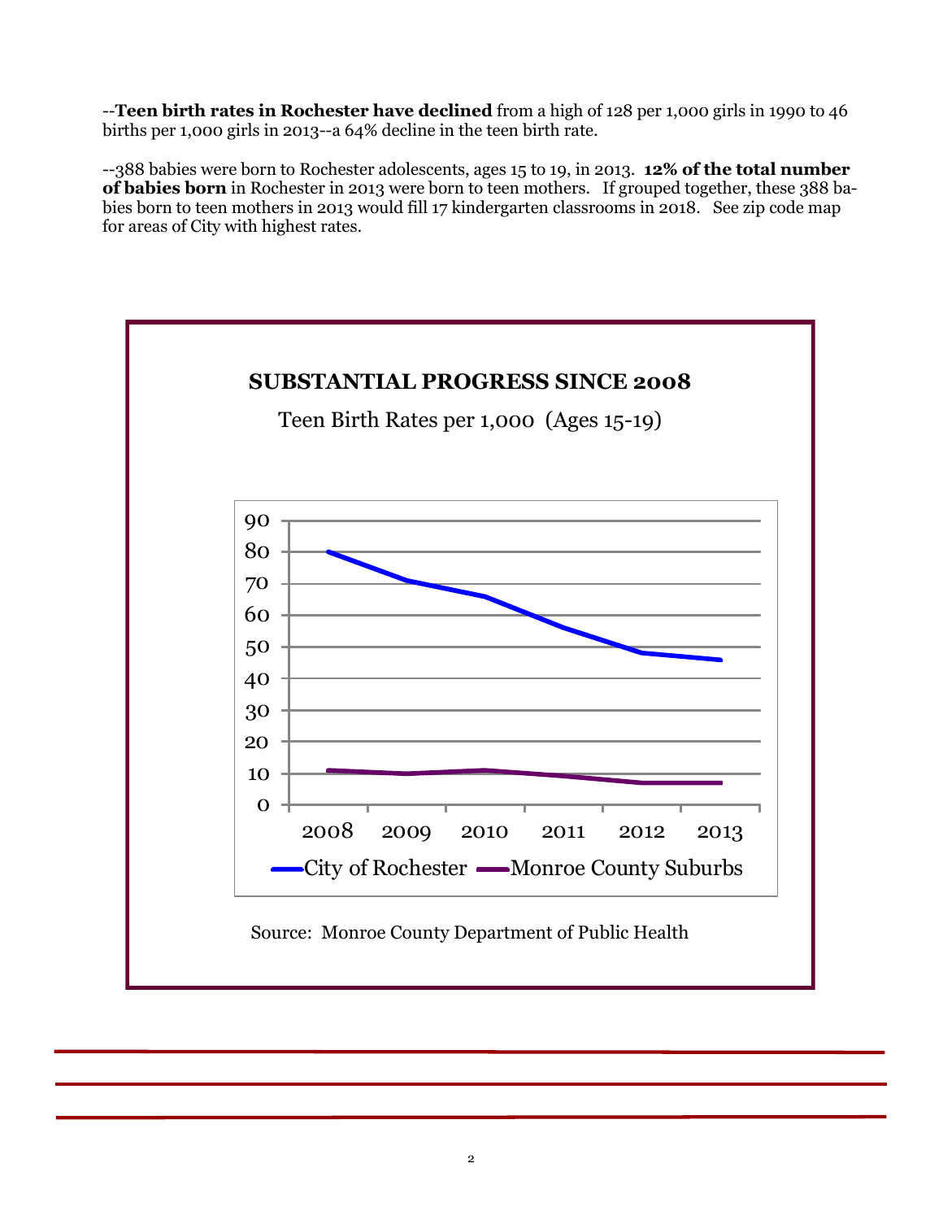--**Teen birth rates in Rochester have declined** from a high of 128 per 1,000 girls in 1990 to 46 births per 1,000 girls in 2013--a 64% decline in the teen birth rate.

--388 babies were born to Rochester adolescents, ages 15 to 19, in 2013. **12% of the total number of babies born** in Rochester in 2013 were born to teen mothers. If grouped together, these 388 babies born to teen mothers in 2013 would fill 17 kindergarten classrooms in 2018. See zip code map for areas of City with highest rates.

**SUBSTANTIAL PROGRESS SINCE 2008**

Teen Birth Rates per 1,000 (Ages 15-19)

Source: Monroe County Department of Public Health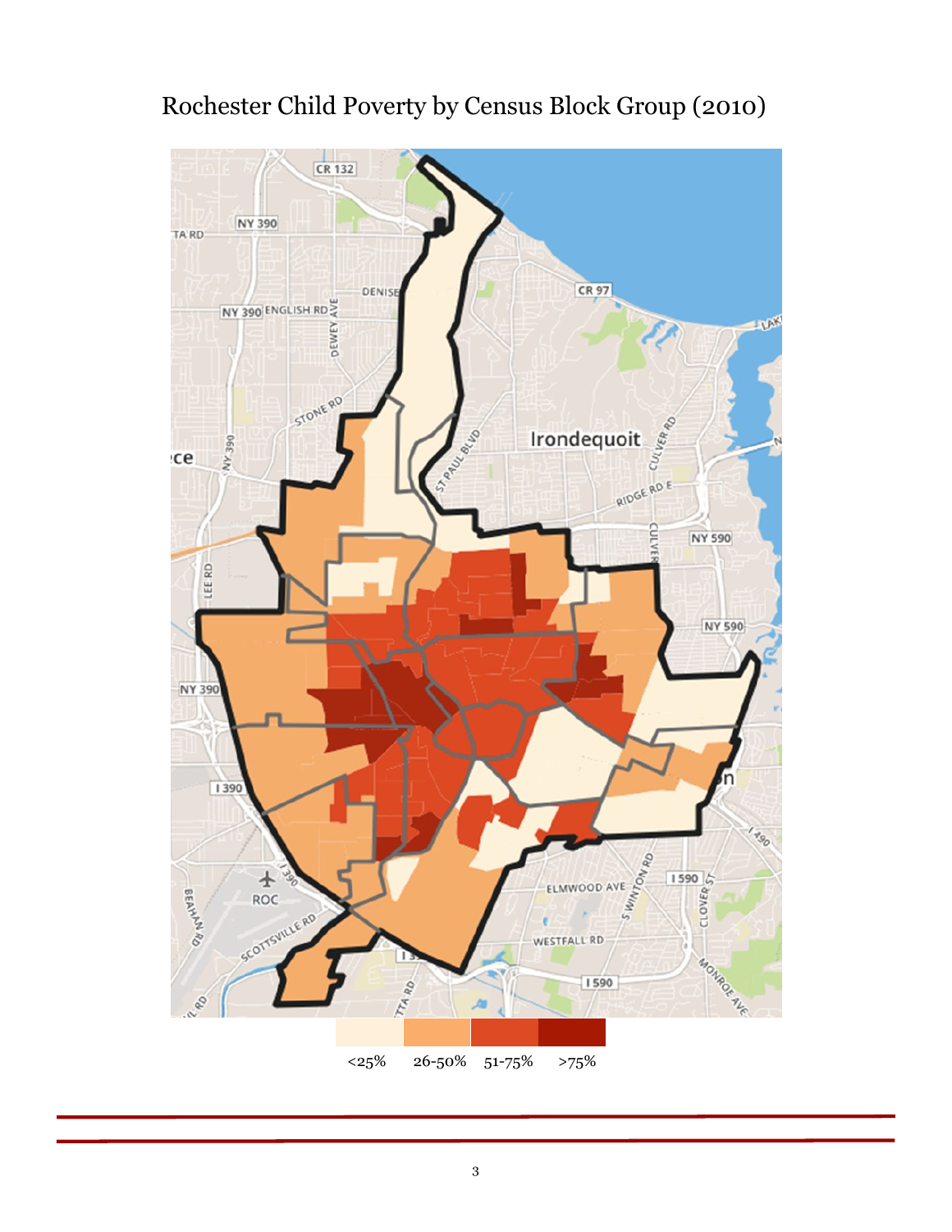# Rochester Child Poverty by Census Block Group (2010)

<25%    26-50%    51-75%    >75%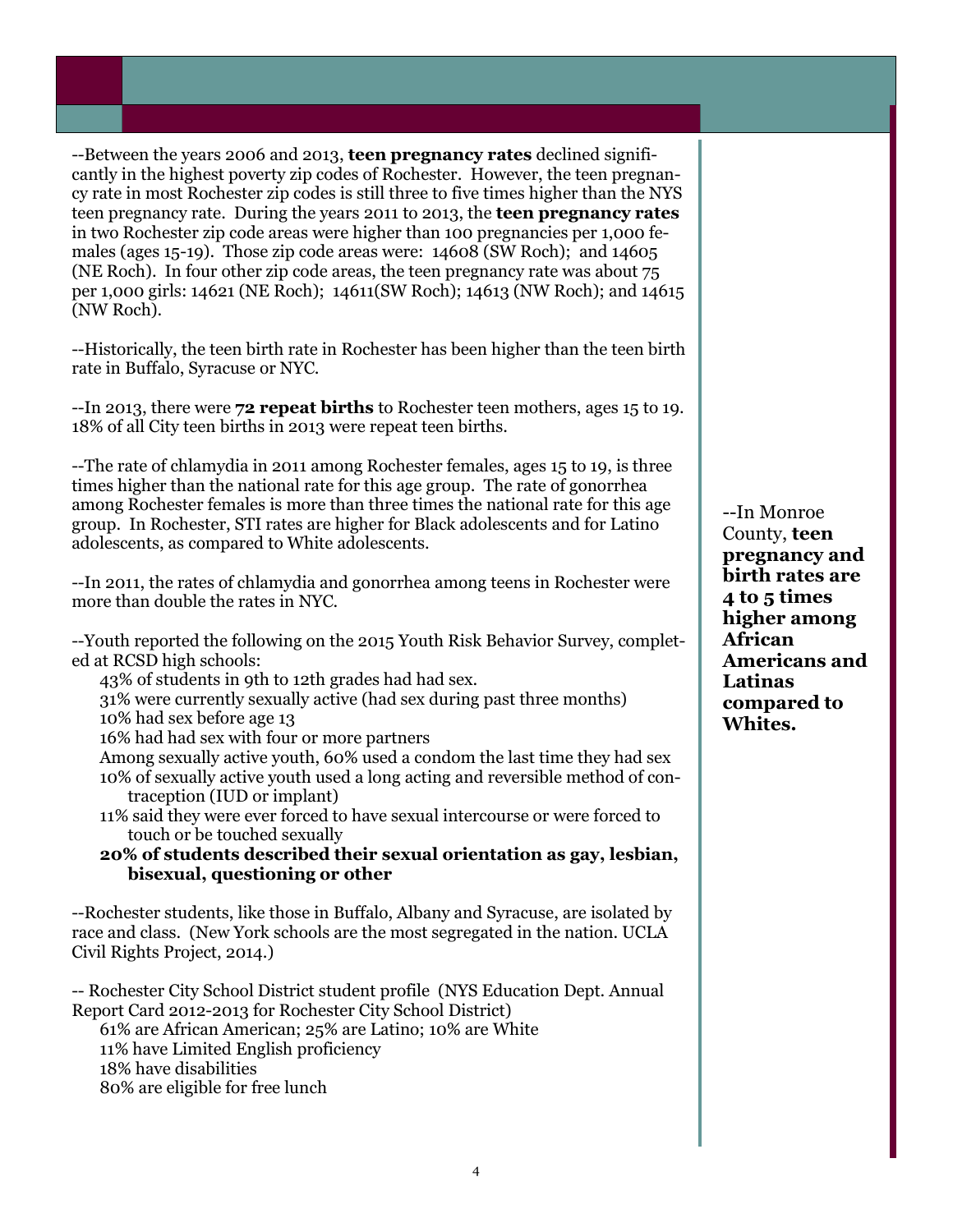--Between the years 2006 and 2013, **teen pregnancy rates** declined significantly in the highest poverty zip codes of Rochester. However, the teen pregnancy rate in most Rochester zip codes is still three to five times higher than the NYS teen pregnancy rate. During the years 2011 to 2013, the **teen pregnancy rates** in two Rochester zip code areas were higher than 100 pregnancies per 1,000 females (ages 15-19). Those zip code areas were: 14608 (SW Roch); and 14605 (NE Roch). In four other zip code areas, the teen pregnancy rate was about 75 per 1,000 girls: 14621 (NE Roch); 14611(SW Roch); 14613 (NW Roch); and 14615 (NW Roch).

--Historically, the teen birth rate in Rochester has been higher than the teen birth rate in Buffalo, Syracuse or NYC.

--In 2013, there were **72 repeat births** to Rochester teen mothers, ages 15 to 19. 18% of all City teen births in 2013 were repeat teen births.

--The rate of chlamydia in 2011 among Rochester females, ages 15 to 19, is three times higher than the national rate for this age group. The rate of gonorrhea among Rochester females is more than three times the national rate for this age group. In Rochester, STI rates are higher for Black adolescents and for Latino adolescents, as compared to White adolescents.

--In 2011, the rates of chlamydia and gonorrhea among teens in Rochester were more than double the rates in NYC.

--Youth reported the following on the 2015 Youth Risk Behavior Survey, completed at RCSD high schools:

- 43% of students in 9th to 12th grades had had sex.
- 31% were currently sexually active (had sex during past three months)
- 10% had sex before age 13
- 16% had had sex with four or more partners
- Among sexually active youth, 60% used a condom the last time they had sex
- 10% of sexually active youth used a long acting and reversible method of contraception (IUD or implant)
- 11% said they were ever forced to have sexual intercourse or were forced to touch or be touched sexually
- **20% of students described their sexual orientation as gay, lesbian, bisexual, questioning or other**

--Rochester students, like those in Buffalo, Albany and Syracuse, are isolated by race and class. (New York schools are the most segregated in the nation. UCLA Civil Rights Project, 2014.)

-- Rochester City School District student profile (NYS Education Dept. Annual Report Card 2012-2013 for Rochester City School District)

- 61% are African American; 25% are Latino; 10% are White
- 11% have Limited English proficiency
- 18% have disabilities
- 80% are eligible for free lunch

--In Monroe County, **teen pregnancy and birth rates are 4 to 5 times higher among African Americans and Latinas compared to Whites.**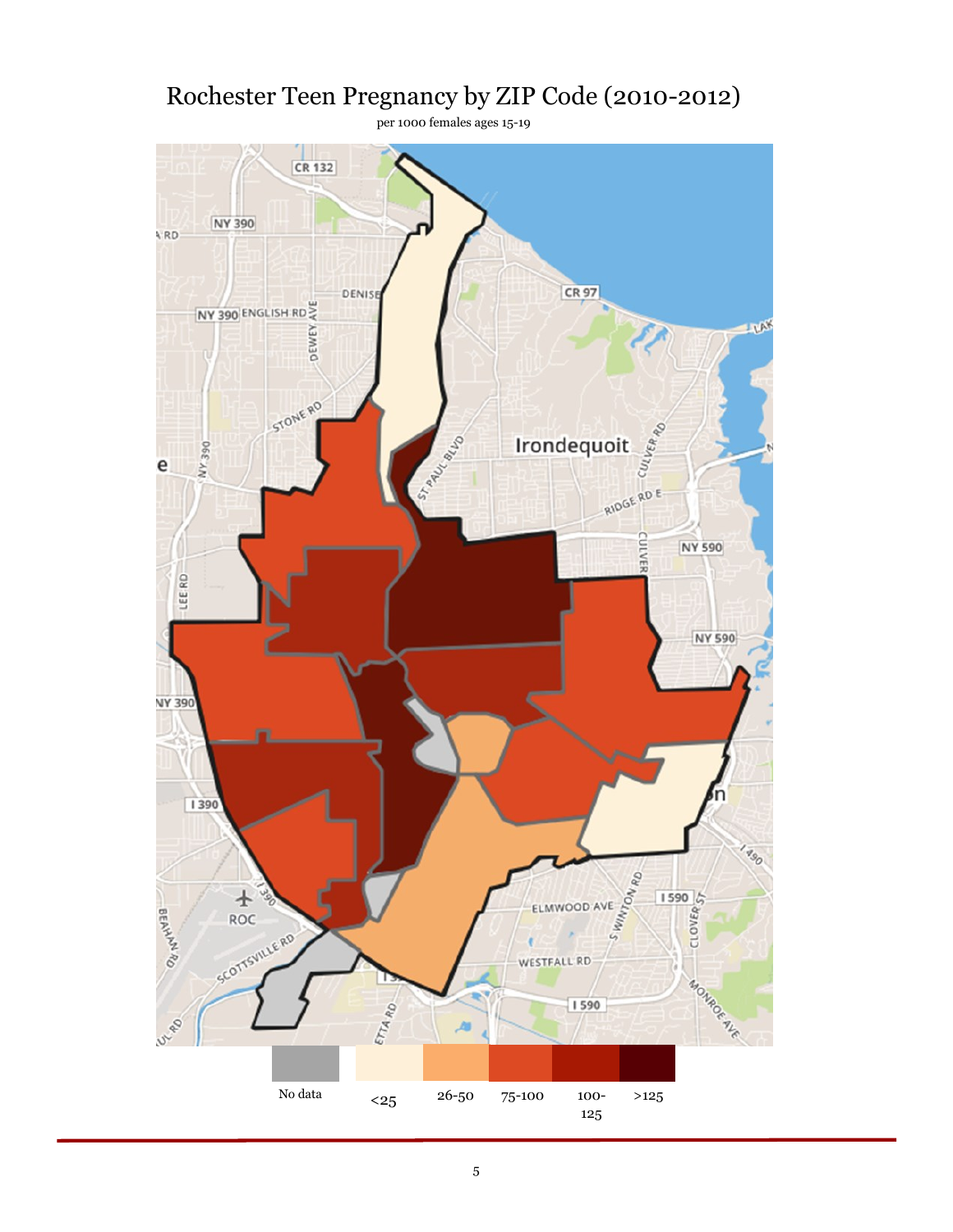# Rochester Teen Pregnancy by ZIP Code (2010-2012)

per 1000 females ages 15-19

No data | <25 | 26-50 | 75-100 | 100-125 | >125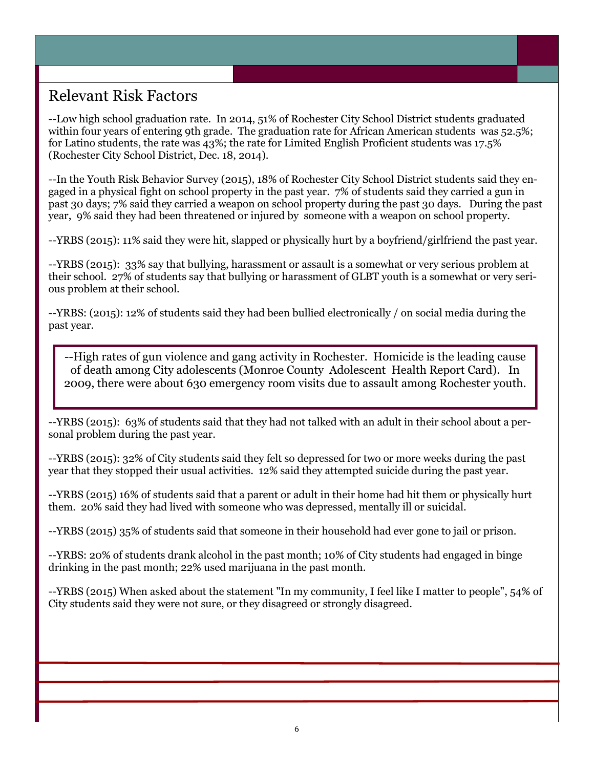## Relevant Risk Factors

--Low high school graduation rate. In 2014, 51% of Rochester City School District students graduated within four years of entering 9th grade. The graduation rate for African American students was 52.5%; for Latino students, the rate was 43%; the rate for Limited English Proficient students was 17.5% (Rochester City School District, Dec. 18, 2014).

--In the Youth Risk Behavior Survey (2015), 18% of Rochester City School District students said they engaged in a physical fight on school property in the past year. 7% of students said they carried a gun in past 30 days; 7% said they carried a weapon on school property during the past 30 days. During the past year, 9% said they had been threatened or injured by someone with a weapon on school property.

--YRBS (2015): 11% said they were hit, slapped or physically hurt by a boyfriend/girlfriend the past year.

--YRBS (2015): 33% say that bullying, harassment or assault is a somewhat or very serious problem at their school. 27% of students say that bullying or harassment of GLBT youth is a somewhat or very serious problem at their school.

--YRBS: (2015): 12% of students said they had been bullied electronically / on social media during the past year.

--High rates of gun violence and gang activity in Rochester. Homicide is the leading cause of death among City adolescents (Monroe County Adolescent Health Report Card). In 2009, there were about 630 emergency room visits due to assault among Rochester youth.

--YRBS (2015): 63% of students said that they had not talked with an adult in their school about a personal problem during the past year.

--YRBS (2015): 32% of City students said they felt so depressed for two or more weeks during the past year that they stopped their usual activities. 12% said they attempted suicide during the past year.

--YRBS (2015) 16% of students said that a parent or adult in their home had hit them or physically hurt them. 20% said they had lived with someone who was depressed, mentally ill or suicidal.

--YRBS (2015) 35% of students said that someone in their household had ever gone to jail or prison.

--YRBS: 20% of students drank alcohol in the past month; 10% of City students had engaged in binge drinking in the past month; 22% used marijuana in the past month.

--YRBS (2015) When asked about the statement "In my community, I feel like I matter to people", 54% of City students said they were not sure, or they disagreed or strongly disagreed.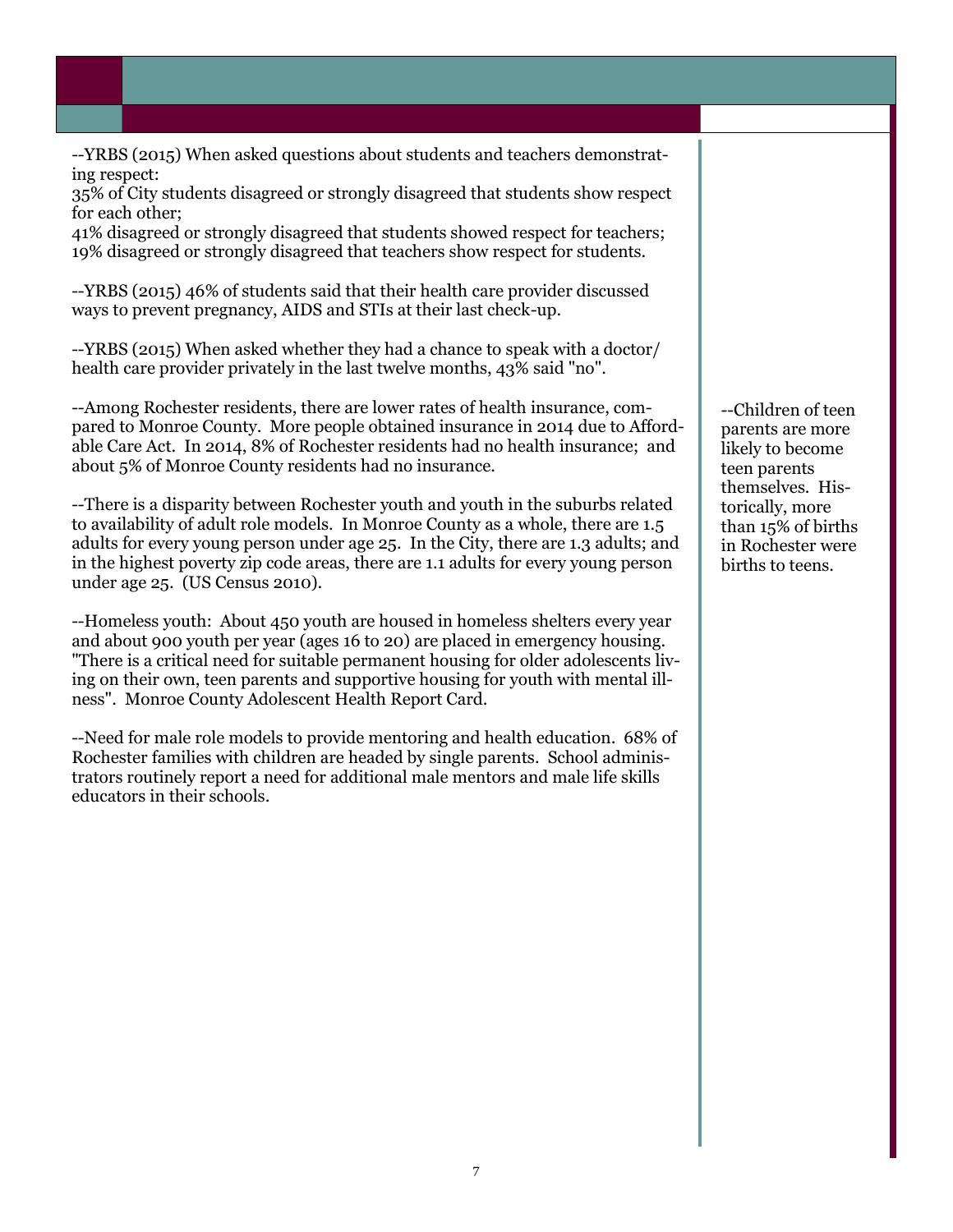--YRBS (2015) When asked questions about students and teachers demonstrating respect:
35% of City students disagreed or strongly disagreed that students show respect for each other;
41% disagreed or strongly disagreed that students showed respect for teachers;
19% disagreed or strongly disagreed that teachers show respect for students.

--YRBS (2015) 46% of students said that their health care provider discussed ways to prevent pregnancy, AIDS and STIs at their last check-up.

--YRBS (2015) When asked whether they had a chance to speak with a doctor/ health care provider privately in the last twelve months, 43% said "no".

--Among Rochester residents, there are lower rates of health insurance, compared to Monroe County. More people obtained insurance in 2014 due to Affordable Care Act. In 2014, 8% of Rochester residents had no health insurance; and about 5% of Monroe County residents had no insurance.

--There is a disparity between Rochester youth and youth in the suburbs related to availability of adult role models. In Monroe County as a whole, there are 1.5 adults for every young person under age 25. In the City, there are 1.3 adults; and in the highest poverty zip code areas, there are 1.1 adults for every young person under age 25. (US Census 2010).

--Homeless youth: About 450 youth are housed in homeless shelters every year and about 900 youth per year (ages 16 to 20) are placed in emergency housing. "There is a critical need for suitable permanent housing for older adolescents living on their own, teen parents and supportive housing for youth with mental illness". Monroe County Adolescent Health Report Card.

--Need for male role models to provide mentoring and health education. 68% of Rochester families with children are headed by single parents. School administrators routinely report a need for additional male mentors and male life skills educators in their schools.

--Children of teen parents are more likely to become teen parents themselves. Historically, more than 15% of births in Rochester were births to teens.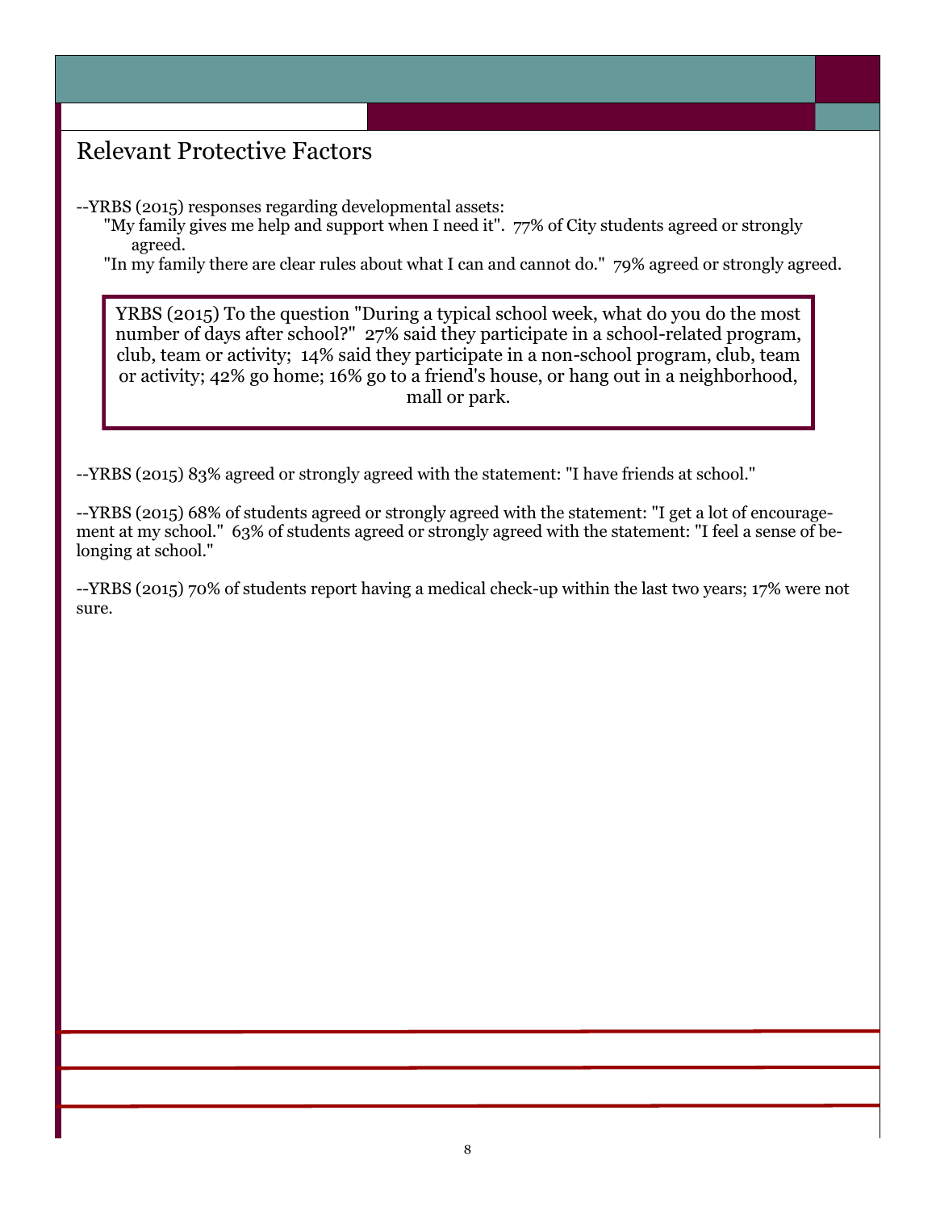## Relevant Protective Factors

--YRBS (2015) responses regarding developmental assets:

"My family gives me help and support when I need it". 77% of City students agreed or strongly agreed.

"In my family there are clear rules about what I can and cannot do." 79% agreed or strongly agreed.

> YRBS (2015) To the question "During a typical school week, what do you do the most number of days after school?" 27% said they participate in a school-related program, club, team or activity; 14% said they participate in a non-school program, club, team or activity; 42% go home; 16% go to a friend's house, or hang out in a neighborhood, mall or park.

--YRBS (2015) 83% agreed or strongly agreed with the statement: "I have friends at school."

--YRBS (2015) 68% of students agreed or strongly agreed with the statement: "I get a lot of encouragement at my school." 63% of students agreed or strongly agreed with the statement: "I feel a sense of belonging at school."

--YRBS (2015) 70% of students report having a medical check-up within the last two years; 17% were not sure.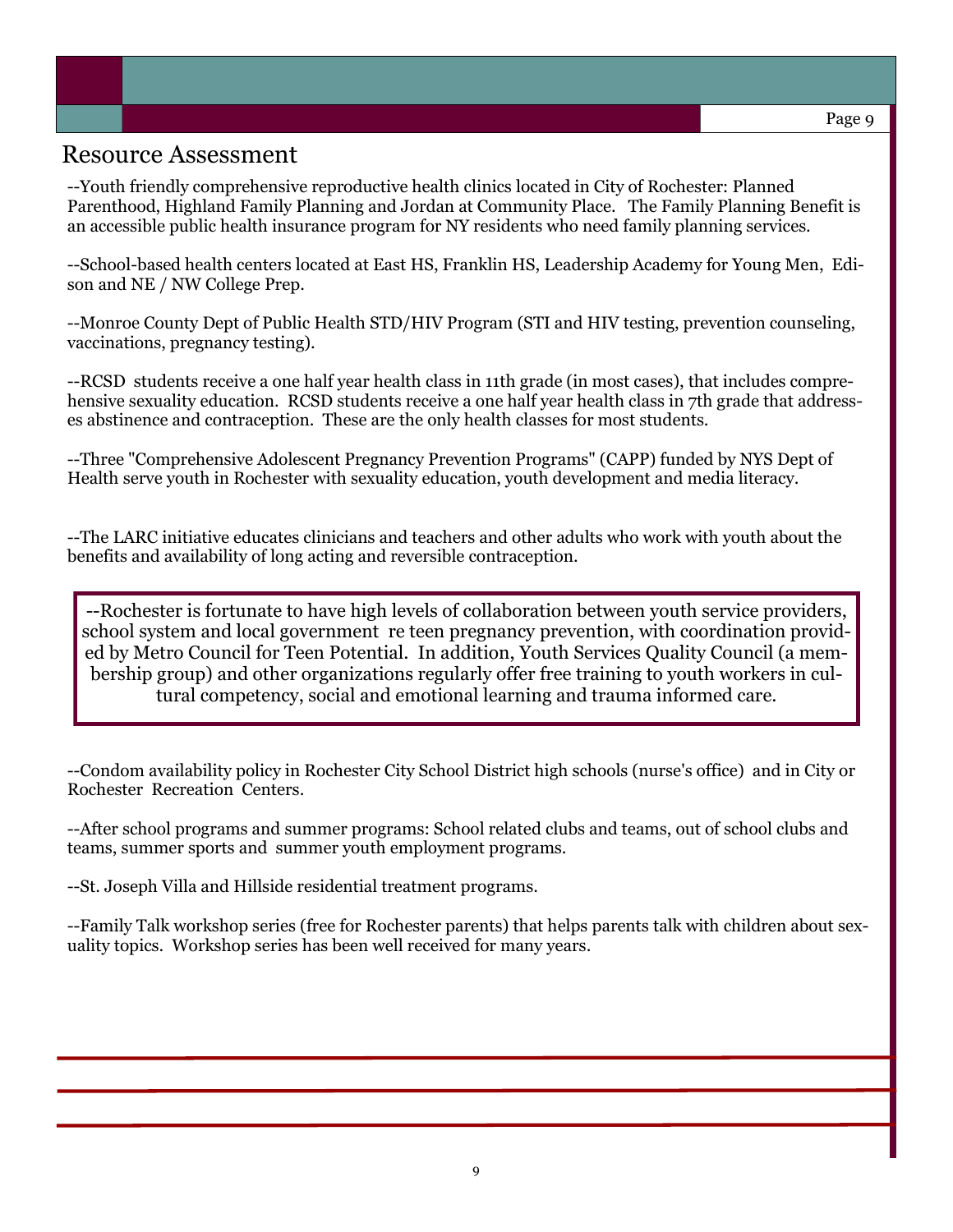## Resource Assessment

--Youth friendly comprehensive reproductive health clinics located in City of Rochester: Planned Parenthood, Highland Family Planning and Jordan at Community Place. The Family Planning Benefit is an accessible public health insurance program for NY residents who need family planning services.

--School-based health centers located at East HS, Franklin HS, Leadership Academy for Young Men, Edison and NE / NW College Prep.

--Monroe County Dept of Public Health STD/HIV Program (STI and HIV testing, prevention counseling, vaccinations, pregnancy testing).

--RCSD students receive a one half year health class in 11th grade (in most cases), that includes comprehensive sexuality education. RCSD students receive a one half year health class in 7th grade that addresses abstinence and contraception. These are the only health classes for most students.

--Three "Comprehensive Adolescent Pregnancy Prevention Programs" (CAPP) funded by NYS Dept of Health serve youth in Rochester with sexuality education, youth development and media literacy.

--The LARC initiative educates clinicians and teachers and other adults who work with youth about the benefits and availability of long acting and reversible contraception.

--Rochester is fortunate to have high levels of collaboration between youth service providers, school system and local government re teen pregnancy prevention, with coordination provided by Metro Council for Teen Potential. In addition, Youth Services Quality Council (a membership group) and other organizations regularly offer free training to youth workers in cultural competency, social and emotional learning and trauma informed care.

--Condom availability policy in Rochester City School District high schools (nurse's office) and in City or Rochester Recreation Centers.

--After school programs and summer programs: School related clubs and teams, out of school clubs and teams, summer sports and summer youth employment programs.

--St. Joseph Villa and Hillside residential treatment programs.

--Family Talk workshop series (free for Rochester parents) that helps parents talk with children about sexuality topics. Workshop series has been well received for many years.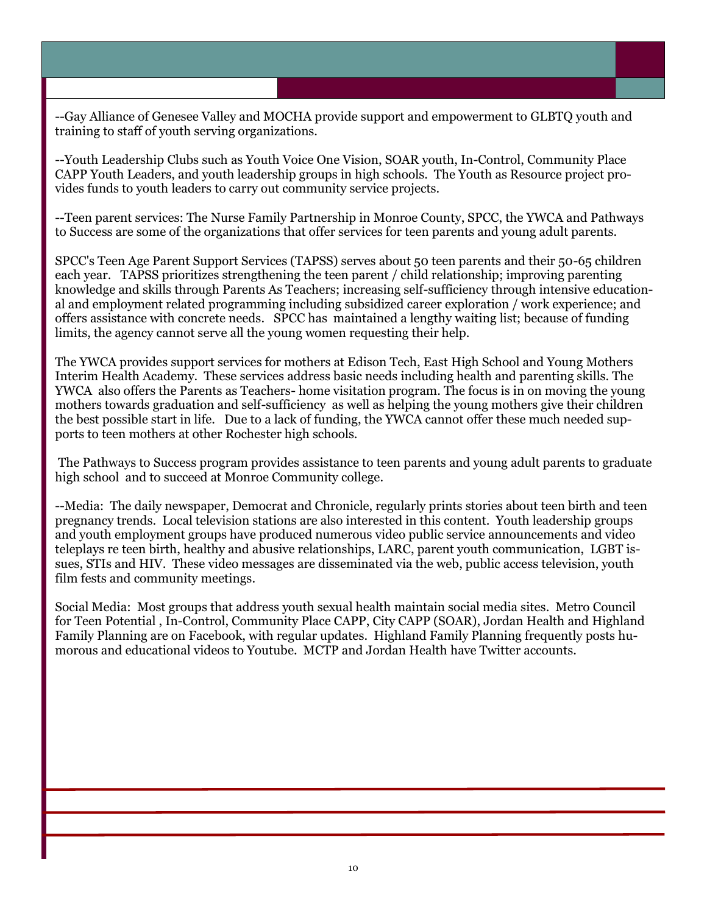--Gay Alliance of Genesee Valley and MOCHA provide support and empowerment to GLBTQ youth and training to staff of youth serving organizations.

--Youth Leadership Clubs such as Youth Voice One Vision, SOAR youth, In-Control, Community Place CAPP Youth Leaders, and youth leadership groups in high schools. The Youth as Resource project provides funds to youth leaders to carry out community service projects.

--Teen parent services: The Nurse Family Partnership in Monroe County, SPCC, the YWCA and Pathways to Success are some of the organizations that offer services for teen parents and young adult parents.

SPCC's Teen Age Parent Support Services (TAPSS) serves about 50 teen parents and their 50-65 children each year. TAPSS prioritizes strengthening the teen parent / child relationship; improving parenting knowledge and skills through Parents As Teachers; increasing self-sufficiency through intensive educational and employment related programming including subsidized career exploration / work experience; and offers assistance with concrete needs. SPCC has maintained a lengthy waiting list; because of funding limits, the agency cannot serve all the young women requesting their help.

The YWCA provides support services for mothers at Edison Tech, East High School and Young Mothers Interim Health Academy. These services address basic needs including health and parenting skills. The YWCA also offers the Parents as Teachers- home visitation program. The focus is in on moving the young mothers towards graduation and self-sufficiency as well as helping the young mothers give their children the best possible start in life. Due to a lack of funding, the YWCA cannot offer these much needed supports to teen mothers at other Rochester high schools.

The Pathways to Success program provides assistance to teen parents and young adult parents to graduate high school and to succeed at Monroe Community college.

--Media: The daily newspaper, Democrat and Chronicle, regularly prints stories about teen birth and teen pregnancy trends. Local television stations are also interested in this content. Youth leadership groups and youth employment groups have produced numerous video public service announcements and video teleplays re teen birth, healthy and abusive relationships, LARC, parent youth communication, LGBT issues, STIs and HIV. These video messages are disseminated via the web, public access television, youth film fests and community meetings.

Social Media: Most groups that address youth sexual health maintain social media sites. Metro Council for Teen Potential , In-Control, Community Place CAPP, City CAPP (SOAR), Jordan Health and Highland Family Planning are on Facebook, with regular updates. Highland Family Planning frequently posts humorous and educational videos to Youtube. MCTP and Jordan Health have Twitter accounts.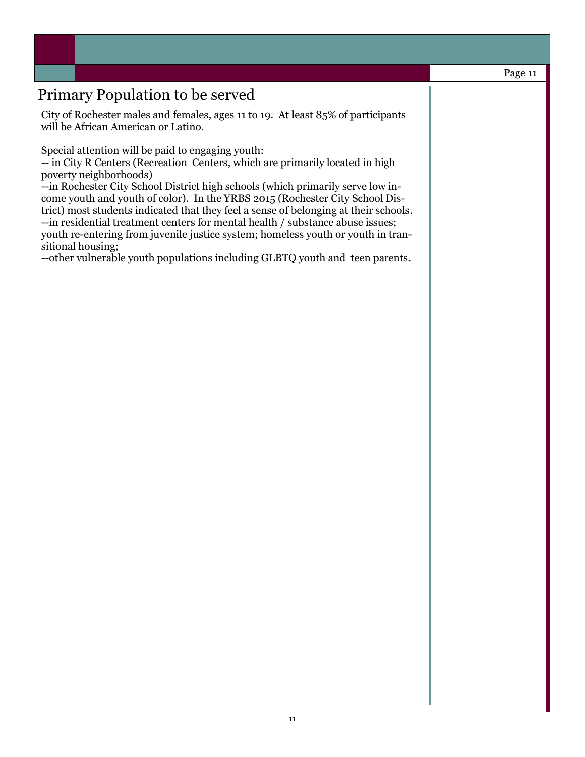## Primary Population to be served

City of Rochester males and females, ages 11 to 19. At least 85% of participants will be African American or Latino.

Special attention will be paid to engaging youth:
-- in City R Centers (Recreation Centers, which are primarily located in high poverty neighborhoods)
--in Rochester City School District high schools (which primarily serve low income youth and youth of color). In the YRBS 2015 (Rochester City School District) most students indicated that they feel a sense of belonging at their schools.
--in residential treatment centers for mental health / substance abuse issues; youth re-entering from juvenile justice system; homeless youth or youth in transitional housing;
--other vulnerable youth populations including GLBTQ youth and teen parents.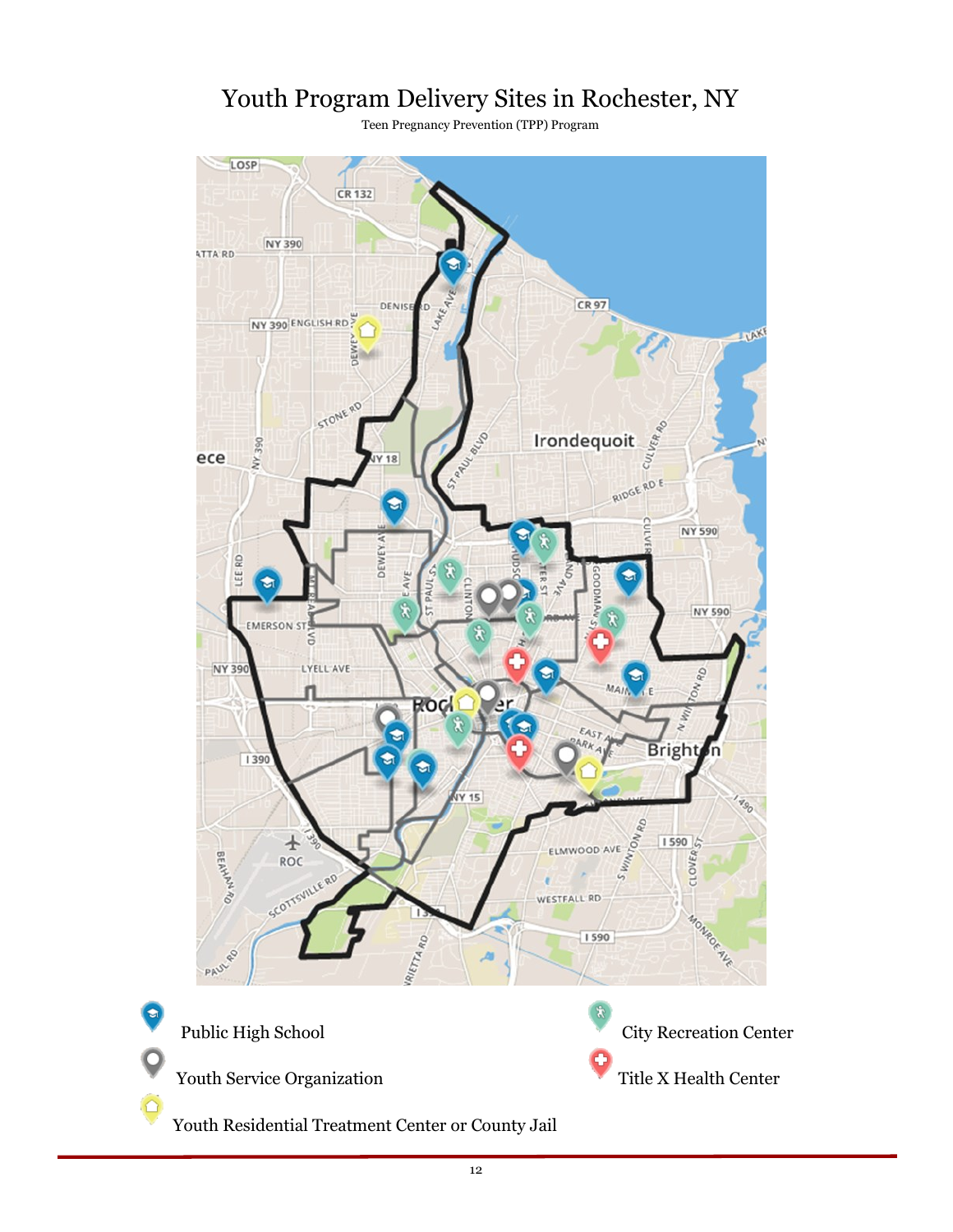# Youth Program Delivery Sites in Rochester, NY

Teen Pregnancy Prevention (TPP) Program

- Public High School
- Youth Service Organization
- Youth Residential Treatment Center or County Jail
- City Recreation Center
- Title X Health Center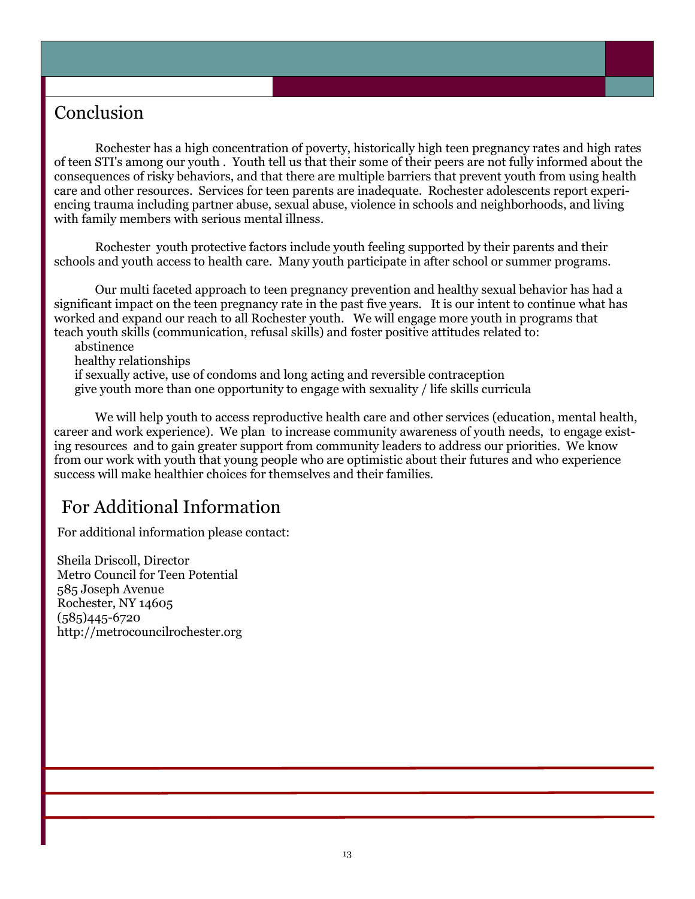## Conclusion

Rochester has a high concentration of poverty, historically high teen pregnancy rates and high rates of teen STI's among our youth . Youth tell us that their some of their peers are not fully informed about the consequences of risky behaviors, and that there are multiple barriers that prevent youth from using health care and other resources. Services for teen parents are inadequate. Rochester adolescents report experiencing trauma including partner abuse, sexual abuse, violence in schools and neighborhoods, and living with family members with serious mental illness.

Rochester youth protective factors include youth feeling supported by their parents and their schools and youth access to health care. Many youth participate in after school or summer programs.

Our multi faceted approach to teen pregnancy prevention and healthy sexual behavior has had a significant impact on the teen pregnancy rate in the past five years. It is our intent to continue what has worked and expand our reach to all Rochester youth. We will engage more youth in programs that teach youth skills (communication, refusal skills) and foster positive attitudes related to:

- abstinence
- healthy relationships
- if sexually active, use of condoms and long acting and reversible contraception
- give youth more than one opportunity to engage with sexuality / life skills curricula

We will help youth to access reproductive health care and other services (education, mental health, career and work experience). We plan to increase community awareness of youth needs, to engage existing resources and to gain greater support from community leaders to address our priorities. We know from our work with youth that young people who are optimistic about their futures and who experience success will make healthier choices for themselves and their families.

## For Additional Information

For additional information please contact:

Sheila Driscoll, Director
Metro Council for Teen Potential
585 Joseph Avenue
Rochester, NY 14605
(585)445-6720
http://metrocouncilrochester.org